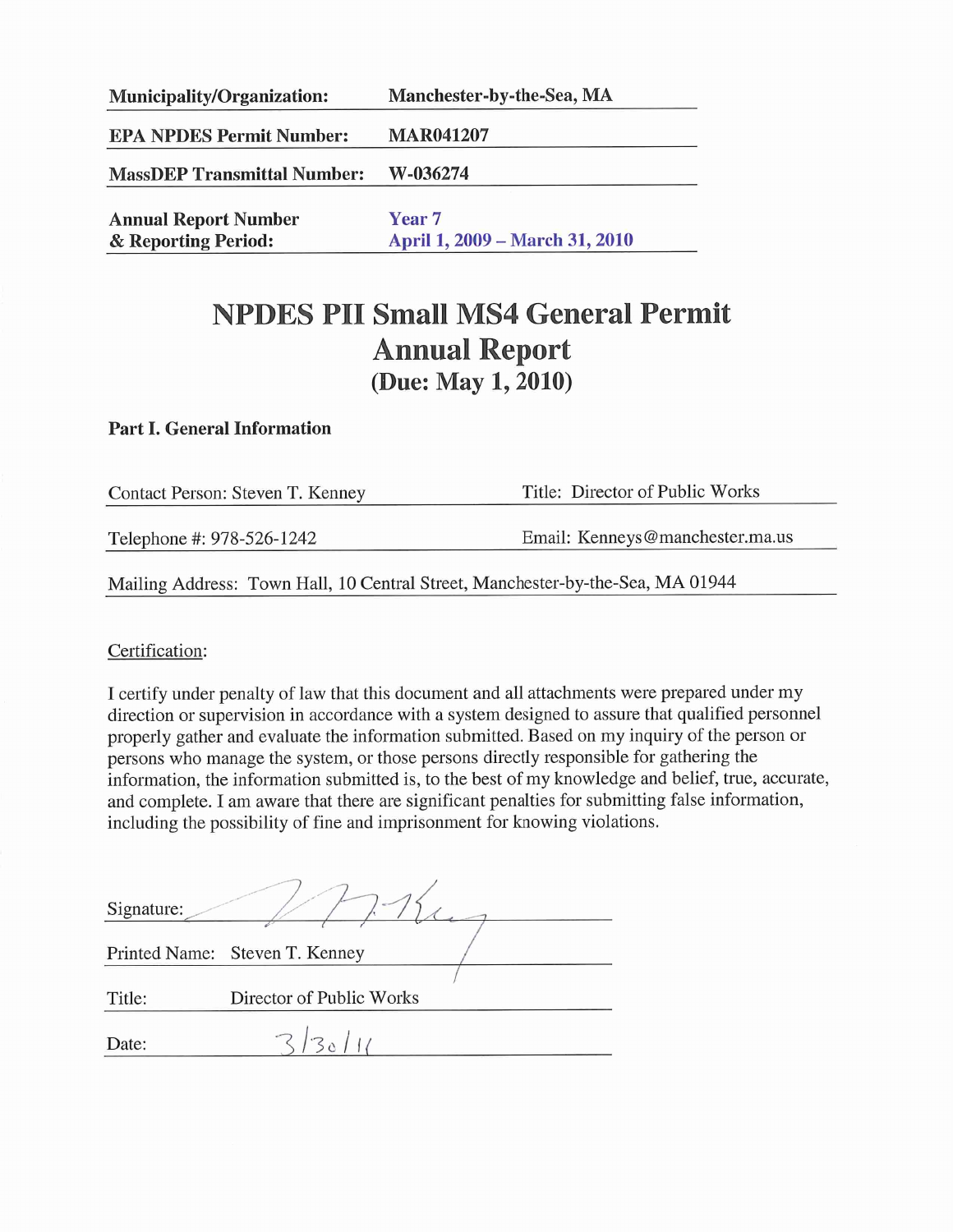| | |
|---|---|
| **Municipality/Organization:** | **Manchester-by-the-Sea, MA** |
| **EPA NPDES Permit Number:** | **MAR041207** |
| **MassDEP Transmittal Number:** | **W-036274** |
| **Annual Report Number & Reporting Period:** | **Year 7** **April 1, 2009 – March 31, 2010** |

# NPDES PII Small MS4 General Permit Annual Report

## (Due: May 1, 2010)

### Part I. General Information

Contact Person: Steven T. Kenney | Title: Director of Public Works

Telephone #: 978-526-1242 | Email: Kenneys@manchester.ma.us

Mailing Address: Town Hall, 10 Central Street, Manchester-by-the-Sea, MA 01944

Certification:

I certify under penalty of law that this document and all attachments were prepared under my direction or supervision in accordance with a system designed to assure that qualified personnel properly gather and evaluate the information submitted. Based on my inquiry of the person or persons who manage the system, or those persons directly responsible for gathering the information, the information submitted is, to the best of my knowledge and belief, true, accurate, and complete. I am aware that there are significant penalties for submitting false information, including the possibility of fine and imprisonment for knowing violations.

Signature: [signature]

Printed Name: Steven T. Kenney

Title: Director of Public Works

Date: 3/30/11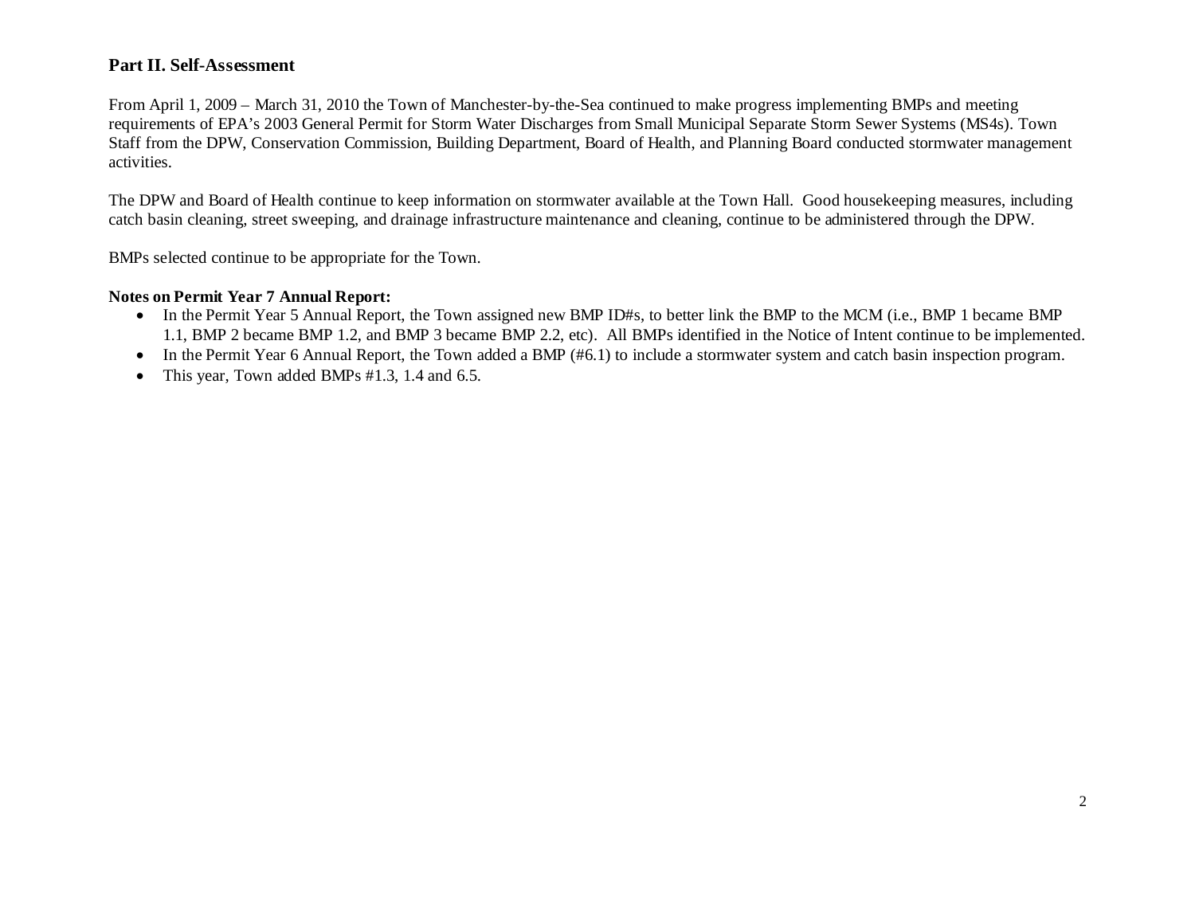## Part II. Self-Assessment

From April 1, 2009 – March 31, 2010 the Town of Manchester-by-the-Sea continued to make progress implementing BMPs and meeting requirements of EPA's 2003 General Permit for Storm Water Discharges from Small Municipal Separate Storm Sewer Systems (MS4s). Town Staff from the DPW, Conservation Commission, Building Department, Board of Health, and Planning Board conducted stormwater management activities.

The DPW and Board of Health continue to keep information on stormwater available at the Town Hall. Good housekeeping measures, including catch basin cleaning, street sweeping, and drainage infrastructure maintenance and cleaning, continue to be administered through the DPW.

BMPs selected continue to be appropriate for the Town.

**Notes on Permit Year 7 Annual Report:**

- In the Permit Year 5 Annual Report, the Town assigned new BMP ID#s, to better link the BMP to the MCM (i.e., BMP 1 became BMP 1.1, BMP 2 became BMP 1.2, and BMP 3 became BMP 2.2, etc). All BMPs identified in the Notice of Intent continue to be implemented.
- In the Permit Year 6 Annual Report, the Town added a BMP (#6.1) to include a stormwater system and catch basin inspection program.
- This year, Town added BMPs #1.3, 1.4 and 6.5.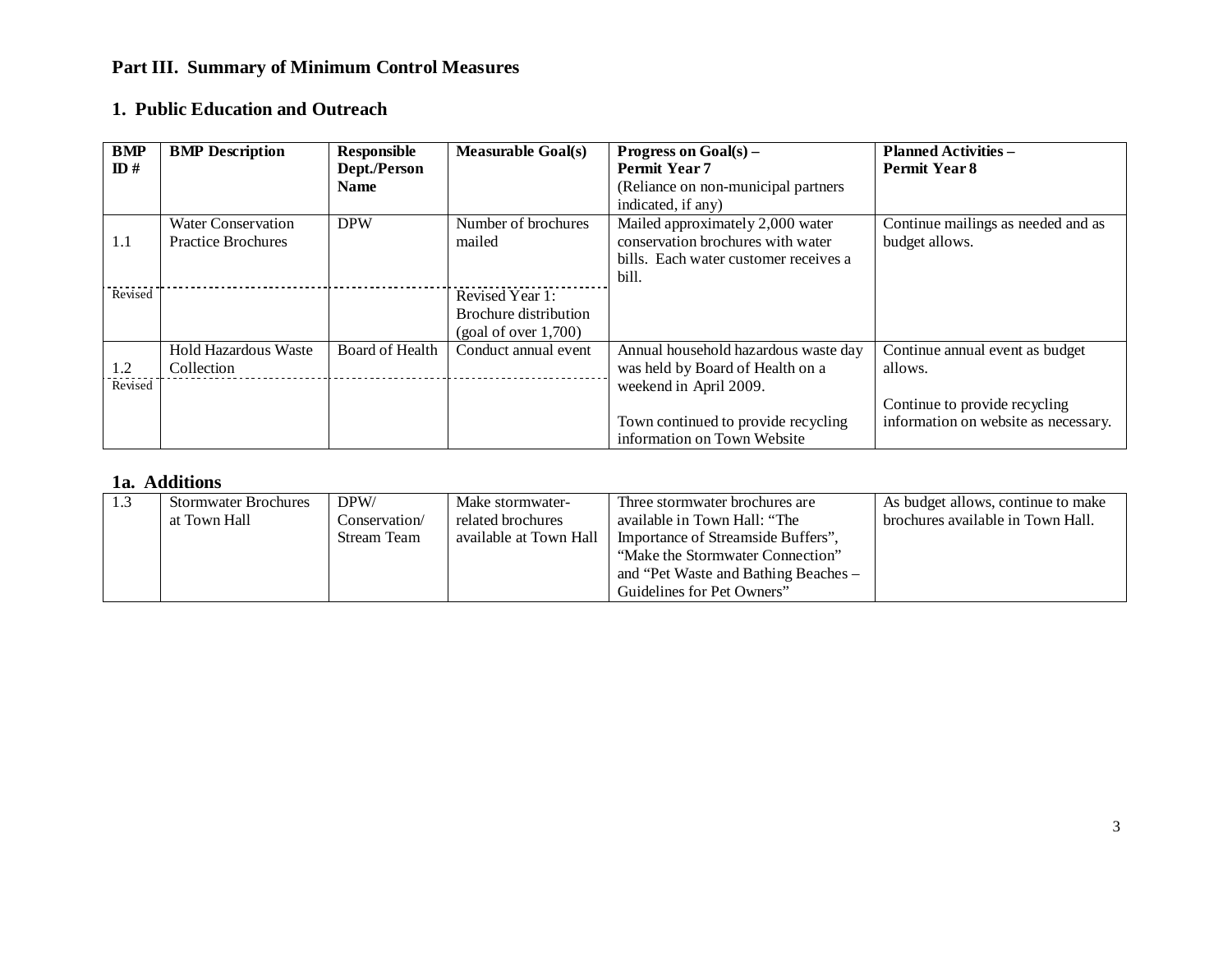## Part III. Summary of Minimum Control Measures

### 1. Public Education and Outreach

| BMP ID # | BMP Description | Responsible Dept./Person Name | Measurable Goal(s) | Progress on Goal(s) – Permit Year 7 (Reliance on non-municipal partners indicated, if any) | Planned Activities – Permit Year 8 |
|---|---|---|---|---|---|
| 1.1 | Water Conservation Practice Brochures | DPW | Number of brochures mailed | Mailed approximately 2,000 water conservation brochures with water bills. Each water customer receives a bill. | Continue mailings as needed and as budget allows. |
| Revised | | | Revised Year 1: Brochure distribution (goal of over 1,700) | | |
| 1.2 | Hold Hazardous Waste Collection | Board of Health | Conduct annual event | Annual household hazardous waste day was held by Board of Health on a weekend in April 2009.<br><br>Town continued to provide recycling information on Town Website | Continue annual event as budget allows.<br><br>Continue to provide recycling information on website as necessary. |
| Revised | | | | | |

### 1a. Additions

| BMP ID # | BMP Description | Responsible Dept./Person Name | Measurable Goal(s) | Progress on Goal(s) – Permit Year 7 | Planned Activities – Permit Year 8 |
|---|---|---|---|---|---|
| 1.3 | Stormwater Brochures at Town Hall | DPW/ Conservation/ Stream Team | Make stormwater-related brochures available at Town Hall | Three stormwater brochures are available in Town Hall: "The Importance of Streamside Buffers", "Make the Stormwater Connection" and "Pet Waste and Bathing Beaches – Guidelines for Pet Owners" | As budget allows, continue to make brochures available in Town Hall. |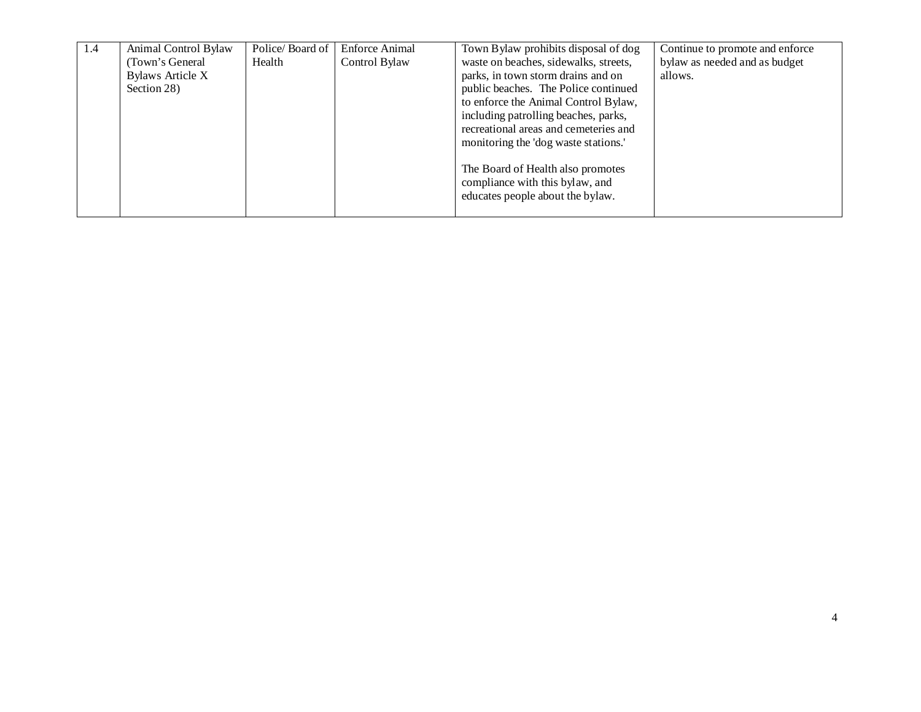| 1.4 | Animal Control Bylaw (Town's General Bylaws Article X Section 28) | Police/ Board of Health | Enforce Animal Control Bylaw | Town Bylaw prohibits disposal of dog waste on beaches, sidewalks, streets, parks, in town storm drains and on public beaches. The Police continued to enforce the Animal Control Bylaw, including patrolling beaches, parks, recreational areas and cemeteries and monitoring the 'dog waste stations.'<br><br>The Board of Health also promotes compliance with this bylaw, and educates people about the bylaw. | Continue to promote and enforce bylaw as needed and as budget allows. |
|---|---|---|---|---|---|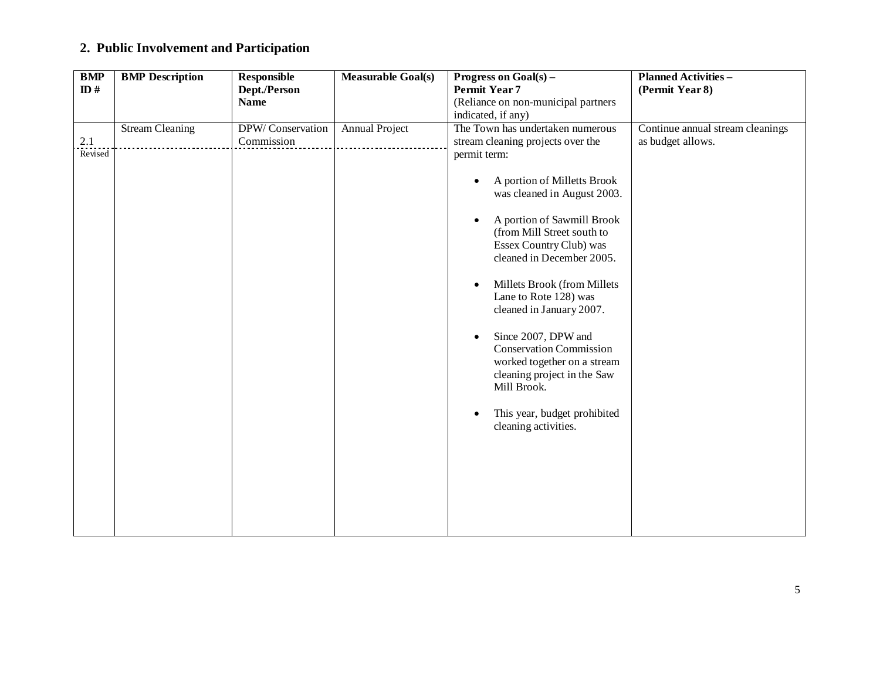## 2. Public Involvement and Participation

| BMP ID # | BMP Description | Responsible Dept./Person Name | Measurable Goal(s) | Progress on Goal(s) – Permit Year 7 (Reliance on non-municipal partners indicated, if any) | Planned Activities – (Permit Year 8) |
|---|---|---|---|---|---|
| 2.1 Revised | Stream Cleaning | DPW/ Conservation Commission | Annual Project | The Town has undertaken numerous stream cleaning projects over the permit term:<br><br>• A portion of Milletts Brook was cleaned in August 2003.<br><br>• A portion of Sawmill Brook (from Mill Street south to Essex Country Club) was cleaned in December 2005.<br><br>• Millets Brook (from Millets Lane to Rote 128) was cleaned in January 2007.<br><br>• Since 2007, DPW and Conservation Commission worked together on a stream cleaning project in the Saw Mill Brook.<br><br>• This year, budget prohibited cleaning activities. | Continue annual stream cleanings as budget allows. |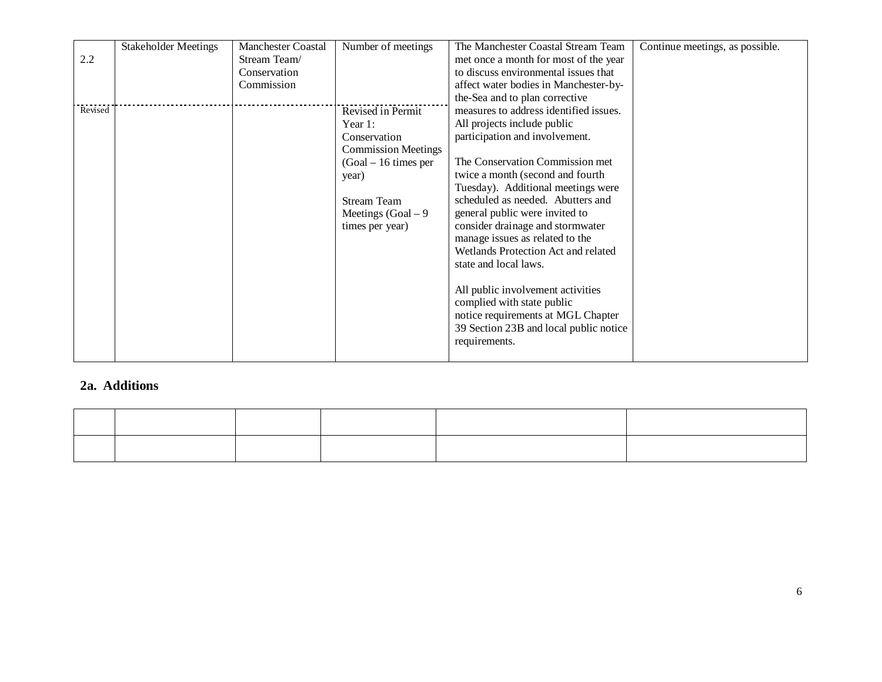| 2.2 | Stakeholder Meetings | Manchester Coastal Stream Team/ Conservation Commission | Number of meetings | The Manchester Coastal Stream Team met once a month for most of the year to discuss environmental issues that affect water bodies in Manchester-by-the-Sea and to plan corrective measures to address identified issues. All projects include public participation and involvement.<br><br>The Conservation Commission met twice a month (second and fourth Tuesday). Additional meetings were scheduled as needed. Abutters and general public were invited to consider drainage and stormwater manage issues as related to the Wetlands Protection Act and related state and local laws.<br><br>All public involvement activities complied with state public notice requirements at MGL Chapter 39 Section 23B and local public notice requirements. | Continue meetings, as possible. |
|---|---|---|---|---|---|
| Revised | | | Revised in Permit Year 1:<br>Conservation Commission Meetings (Goal – 16 times per year)<br><br>Stream Team Meetings (Goal – 9 times per year) | | |

## 2a. Additions

| | | | | | |
|---|---|---|---|---|---|
| | | | | | |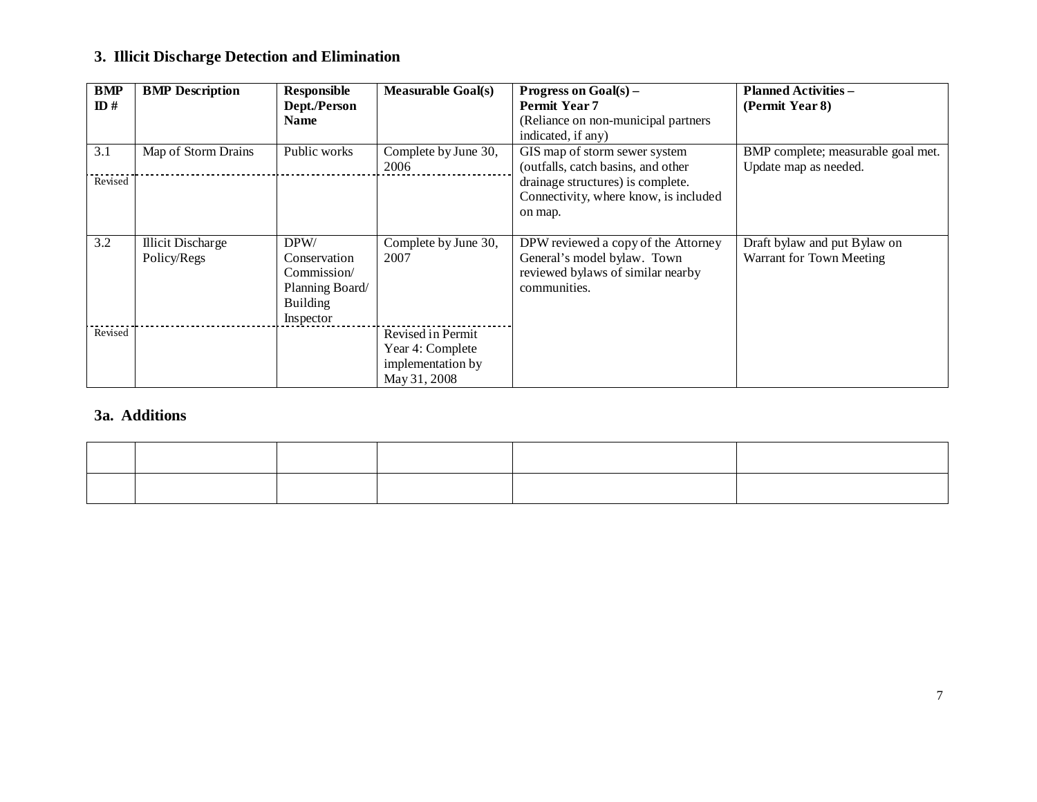### 3. Illicit Discharge Detection and Elimination

| BMP ID # | BMP Description | Responsible Dept./Person Name | Measurable Goal(s) | Progress on Goal(s) – Permit Year 7 (Reliance on non-municipal partners indicated, if any) | Planned Activities – (Permit Year 8) |
|---|---|---|---|---|---|
| 3.1 | Map of Storm Drains | Public works | Complete by June 30, 2006 | GIS map of storm sewer system (outfalls, catch basins, and other drainage structures) is complete. Connectivity, where know, is included on map. | BMP complete; measurable goal met. Update map as needed. |
| Revised | | | | | |
| 3.2 | Illicit Discharge Policy/Regs | DPW/ Conservation Commission/ Planning Board/ Building Inspector | Complete by June 30, 2007 | DPW reviewed a copy of the Attorney General's model bylaw. Town reviewed bylaws of similar nearby communities. | Draft bylaw and put Bylaw on Warrant for Town Meeting |
| Revised | | | Revised in Permit Year 4: Complete implementation by May 31, 2008 | | |

### 3a. Additions

| | | | | | |
|---|---|---|---|---|---|
| | | | | | |
| | | | | | |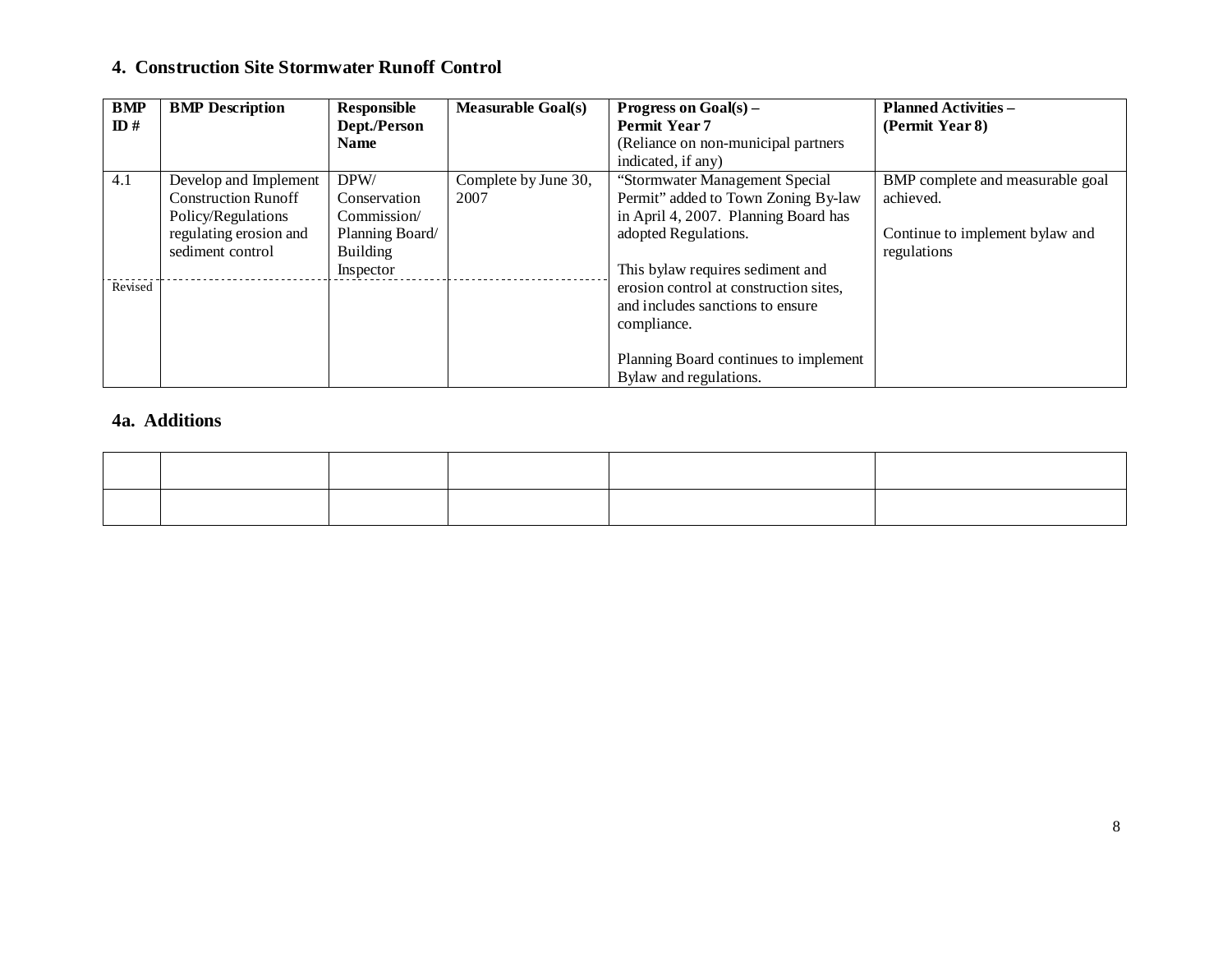## 4. Construction Site Stormwater Runoff Control

| BMP ID # | BMP Description | Responsible Dept./Person Name | Measurable Goal(s) | Progress on Goal(s) – Permit Year 7 (Reliance on non-municipal partners indicated, if any) | Planned Activities – (Permit Year 8) |
|---|---|---|---|---|---|
| 4.1 | Develop and Implement Construction Runoff Policy/Regulations regulating erosion and sediment control | DPW/ Conservation Commission/ Planning Board/ Building Inspector | Complete by June 30, 2007 | "Stormwater Management Special Permit" added to Town Zoning By-law in April 4, 2007. Planning Board has adopted Regulations.<br><br>This bylaw requires sediment and erosion control at construction sites, and includes sanctions to ensure compliance.<br><br>Planning Board continues to implement Bylaw and regulations. | BMP complete and measurable goal achieved.<br><br>Continue to implement bylaw and regulations |
| Revised | | | | | |

## 4a. Additions

| | | | | | |
|---|---|---|---|---|---|
| | | | | | |
| | | | | | |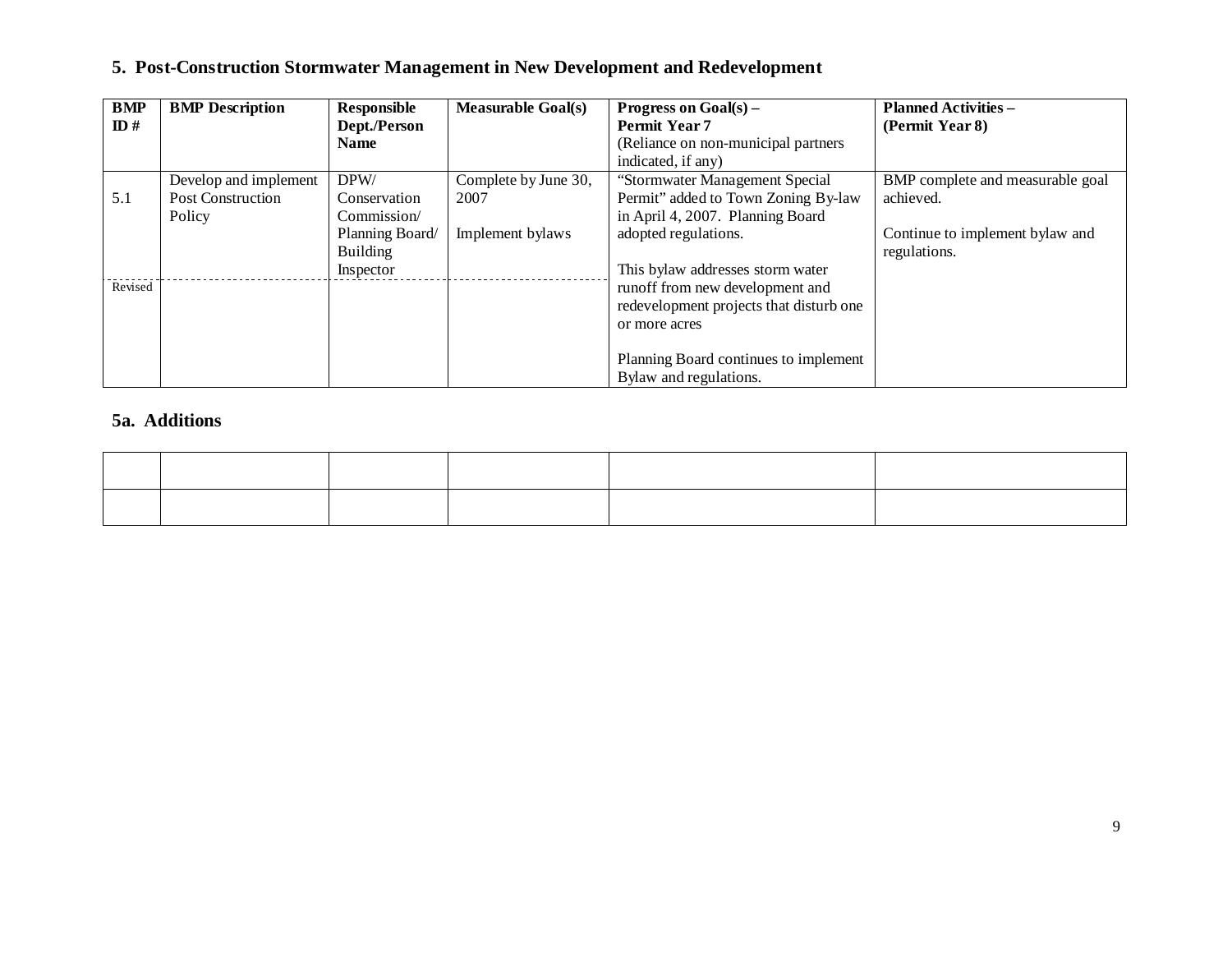## 5. Post-Construction Stormwater Management in New Development and Redevelopment

| BMP ID # | BMP Description | Responsible Dept./Person Name | Measurable Goal(s) | Progress on Goal(s) – Permit Year 7 (Reliance on non-municipal partners indicated, if any) | Planned Activities – (Permit Year 8) |
|---|---|---|---|---|---|
| 5.1 | Develop and implement Post Construction Policy | DPW/ Conservation Commission/ Planning Board/ Building Inspector | Complete by June 30, 2007<br><br>Implement bylaws | "Stormwater Management Special Permit" added to Town Zoning By-law in April 4, 2007. Planning Board adopted regulations.<br><br>This bylaw addresses storm water runoff from new development and redevelopment projects that disturb one or more acres<br><br>Planning Board continues to implement Bylaw and regulations. | BMP complete and measurable goal achieved.<br><br>Continue to implement bylaw and regulations. |
| Revised | | | | | |

## 5a. Additions

| | | | | | |
|---|---|---|---|---|---|
| | | | | | |
| | | | | | |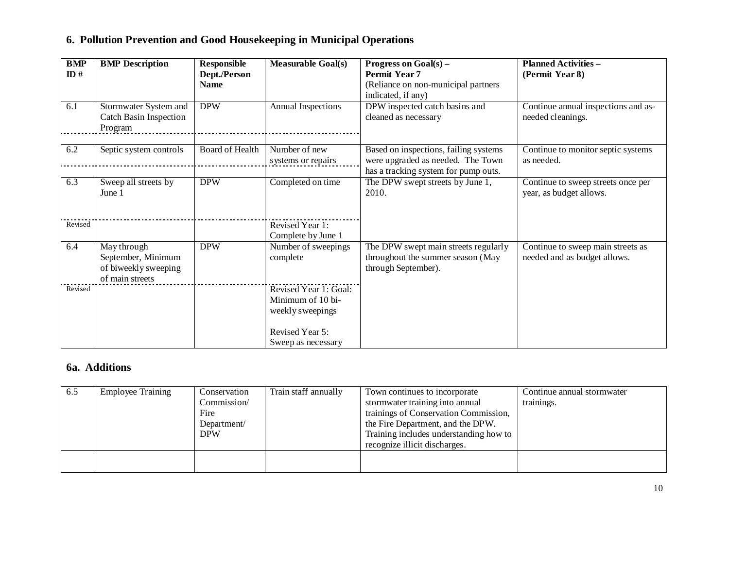## 6. Pollution Prevention and Good Housekeeping in Municipal Operations

| BMP ID # | BMP Description | Responsible Dept./Person Name | Measurable Goal(s) | Progress on Goal(s) – Permit Year 7 (Reliance on non-municipal partners indicated, if any) | Planned Activities – (Permit Year 8) |
|---|---|---|---|---|---|
| 6.1 | Stormwater System and Catch Basin Inspection Program | DPW | Annual Inspections | DPW inspected catch basins and cleaned as necessary | Continue annual inspections and as-needed cleanings. |
| | | | | | |
| 6.2 | Septic system controls | Board of Health | Number of new systems or repairs | Based on inspections, failing systems were upgraded as needed. The Town has a tracking system for pump outs. | Continue to monitor septic systems as needed. |
| | | | | | |
| 6.3 | Sweep all streets by June 1 | DPW | Completed on time | The DPW swept streets by June 1, 2010. | Continue to sweep streets once per year, as budget allows. |
| Revised | | | Revised Year 1: Complete by June 1 | | |
| 6.4 | May through September, Minimum of biweekly sweeping of main streets | DPW | Number of sweepings complete | The DPW swept main streets regularly throughout the summer season (May through September). | Continue to sweep main streets as needed and as budget allows. |
| Revised | | | Revised Year 1: Goal: Minimum of 10 bi-weekly sweepings<br><br>Revised Year 5: Sweep as necessary | | |

## 6a. Additions

| | | | | | |
|---|---|---|---|---|---|
| 6.5 | Employee Training | Conservation Commission/ Fire Department/ DPW | Train staff annually | Town continues to incorporate stormwater training into annual trainings of Conservation Commission, the Fire Department, and the DPW. Training includes understanding how to recognize illicit discharges. | Continue annual stormwater trainings. |
| | | | | | |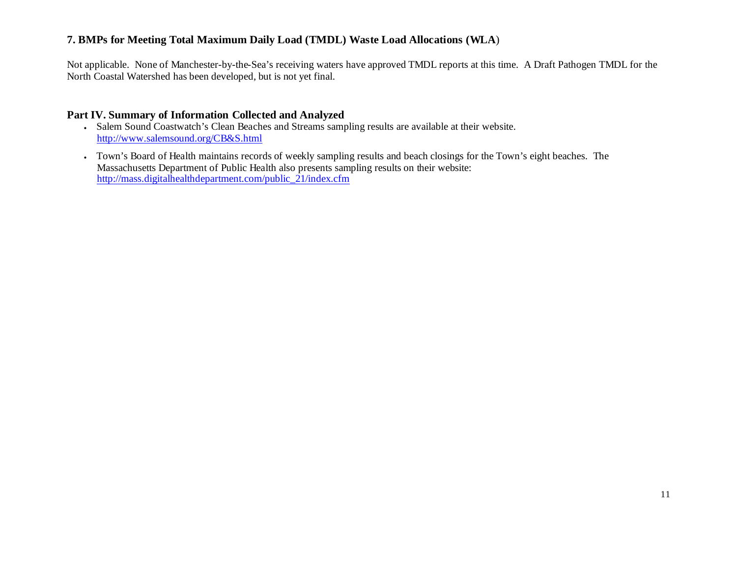## 7. BMPs for Meeting Total Maximum Daily Load (TMDL) Waste Load Allocations (WLA)

Not applicable. None of Manchester-by-the-Sea's receiving waters have approved TMDL reports at this time. A Draft Pathogen TMDL for the North Coastal Watershed has been developed, but is not yet final.

## Part IV. Summary of Information Collected and Analyzed

- Salem Sound Coastwatch's Clean Beaches and Streams sampling results are available at their website. http://www.salemsound.org/CB&S.html
- Town's Board of Health maintains records of weekly sampling results and beach closings for the Town's eight beaches. The Massachusetts Department of Public Health also presents sampling results on their website: http://mass.digitalhealthdepartment.com/public_21/index.cfm